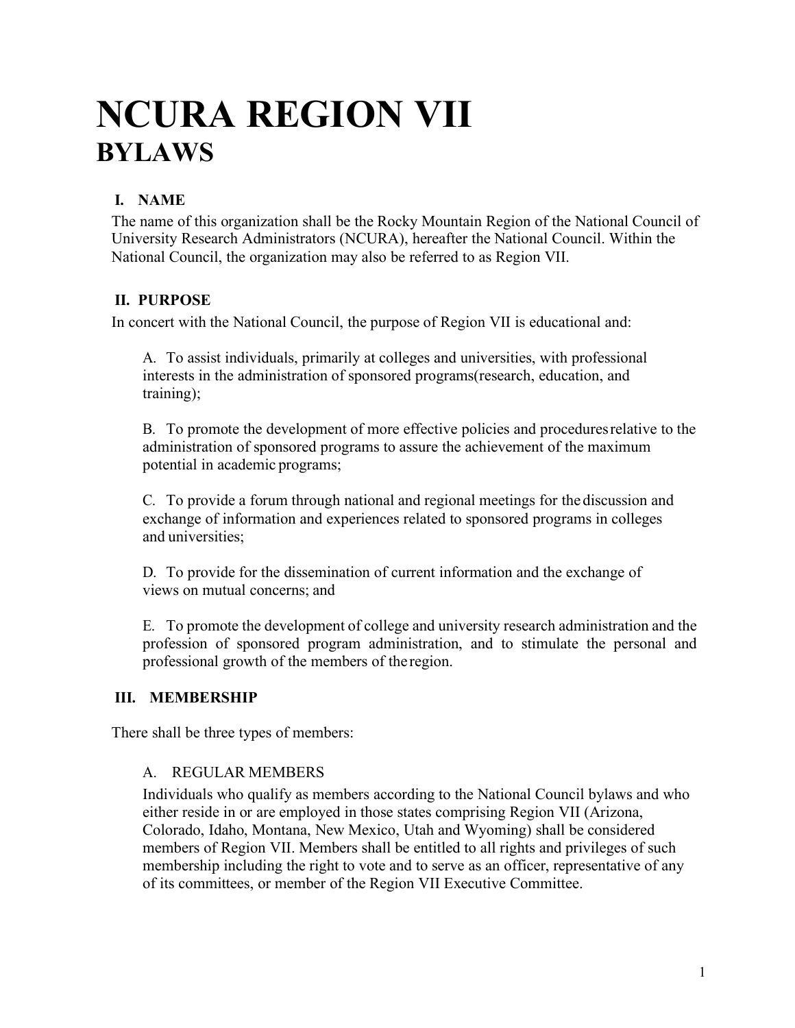# NCURA REGION VII
## BYLAWS

### I. NAME

The name of this organization shall be the Rocky Mountain Region of the National Council of University Research Administrators (NCURA), hereafter the National Council. Within the National Council, the organization may also be referred to as Region VII.

### II. PURPOSE

In concert with the National Council, the purpose of Region VII is educational and:

A. To assist individuals, primarily at colleges and universities, with professional interests in the administration of sponsored programs(research, education, and training);

B. To promote the development of more effective policies and procedures relative to the administration of sponsored programs to assure the achievement of the maximum potential in academic programs;

C. To provide a forum through national and regional meetings for the discussion and exchange of information and experiences related to sponsored programs in colleges and universities;

D. To provide for the dissemination of current information and the exchange of views on mutual concerns; and

E. To promote the development of college and university research administration and the profession of sponsored program administration, and to stimulate the personal and professional growth of the members of the region.

### III. MEMBERSHIP

There shall be three types of members:

A. REGULAR MEMBERS

Individuals who qualify as members according to the National Council bylaws and who either reside in or are employed in those states comprising Region VII (Arizona, Colorado, Idaho, Montana, New Mexico, Utah and Wyoming) shall be considered members of Region VII. Members shall be entitled to all rights and privileges of such membership including the right to vote and to serve as an officer, representative of any of its committees, or member of the Region VII Executive Committee.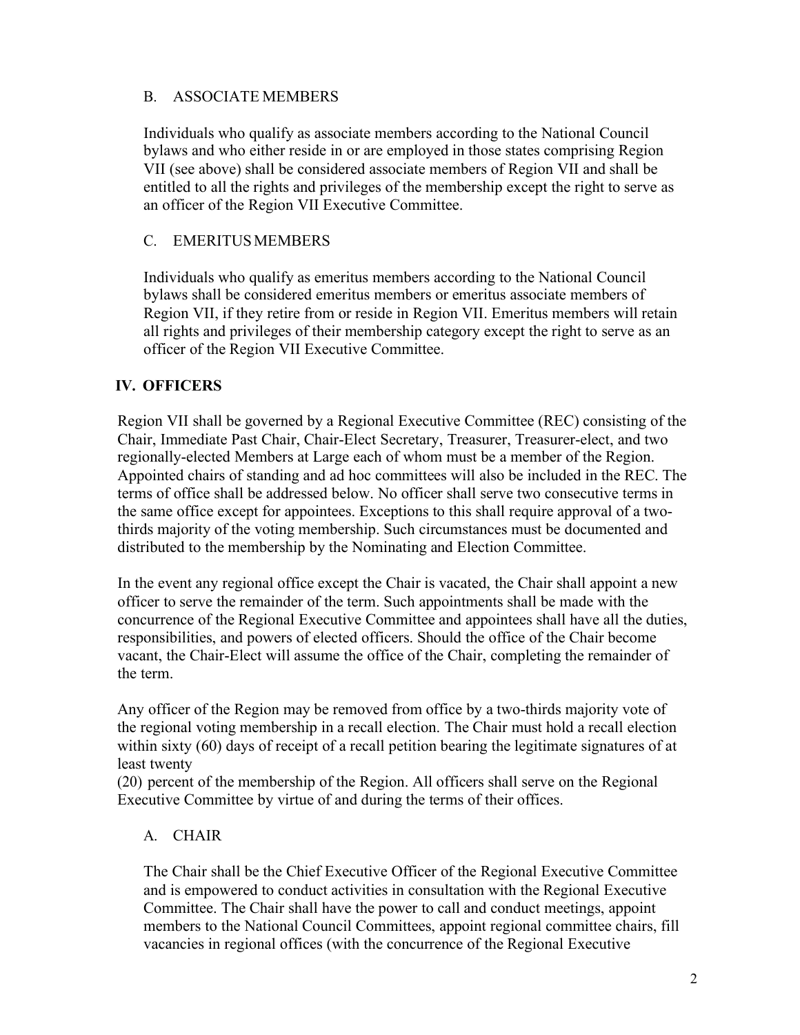### B. ASSOCIATE MEMBERS

Individuals who qualify as associate members according to the National Council bylaws and who either reside in or are employed in those states comprising Region VII (see above) shall be considered associate members of Region VII and shall be entitled to all the rights and privileges of the membership except the right to serve as an officer of the Region VII Executive Committee.

### C. EMERITUS MEMBERS

Individuals who qualify as emeritus members according to the National Council bylaws shall be considered emeritus members or emeritus associate members of Region VII, if they retire from or reside in Region VII. Emeritus members will retain all rights and privileges of their membership category except the right to serve as an officer of the Region VII Executive Committee.

## IV. OFFICERS

Region VII shall be governed by a Regional Executive Committee (REC) consisting of the Chair, Immediate Past Chair, Chair-Elect Secretary, Treasurer, Treasurer-elect, and two regionally-elected Members at Large each of whom must be a member of the Region. Appointed chairs of standing and ad hoc committees will also be included in the REC. The terms of office shall be addressed below. No officer shall serve two consecutive terms in the same office except for appointees. Exceptions to this shall require approval of a two-thirds majority of the voting membership. Such circumstances must be documented and distributed to the membership by the Nominating and Election Committee.

In the event any regional office except the Chair is vacated, the Chair shall appoint a new officer to serve the remainder of the term. Such appointments shall be made with the concurrence of the Regional Executive Committee and appointees shall have all the duties, responsibilities, and powers of elected officers. Should the office of the Chair become vacant, the Chair-Elect will assume the office of the Chair, completing the remainder of the term.

Any officer of the Region may be removed from office by a two-thirds majority vote of the regional voting membership in a recall election. The Chair must hold a recall election within sixty (60) days of receipt of a recall petition bearing the legitimate signatures of at least twenty (20) percent of the membership of the Region. All officers shall serve on the Regional Executive Committee by virtue of and during the terms of their offices.

### A. CHAIR

The Chair shall be the Chief Executive Officer of the Regional Executive Committee and is empowered to conduct activities in consultation with the Regional Executive Committee. The Chair shall have the power to call and conduct meetings, appoint members to the National Council Committees, appoint regional committee chairs, fill vacancies in regional offices (with the concurrence of the Regional Executive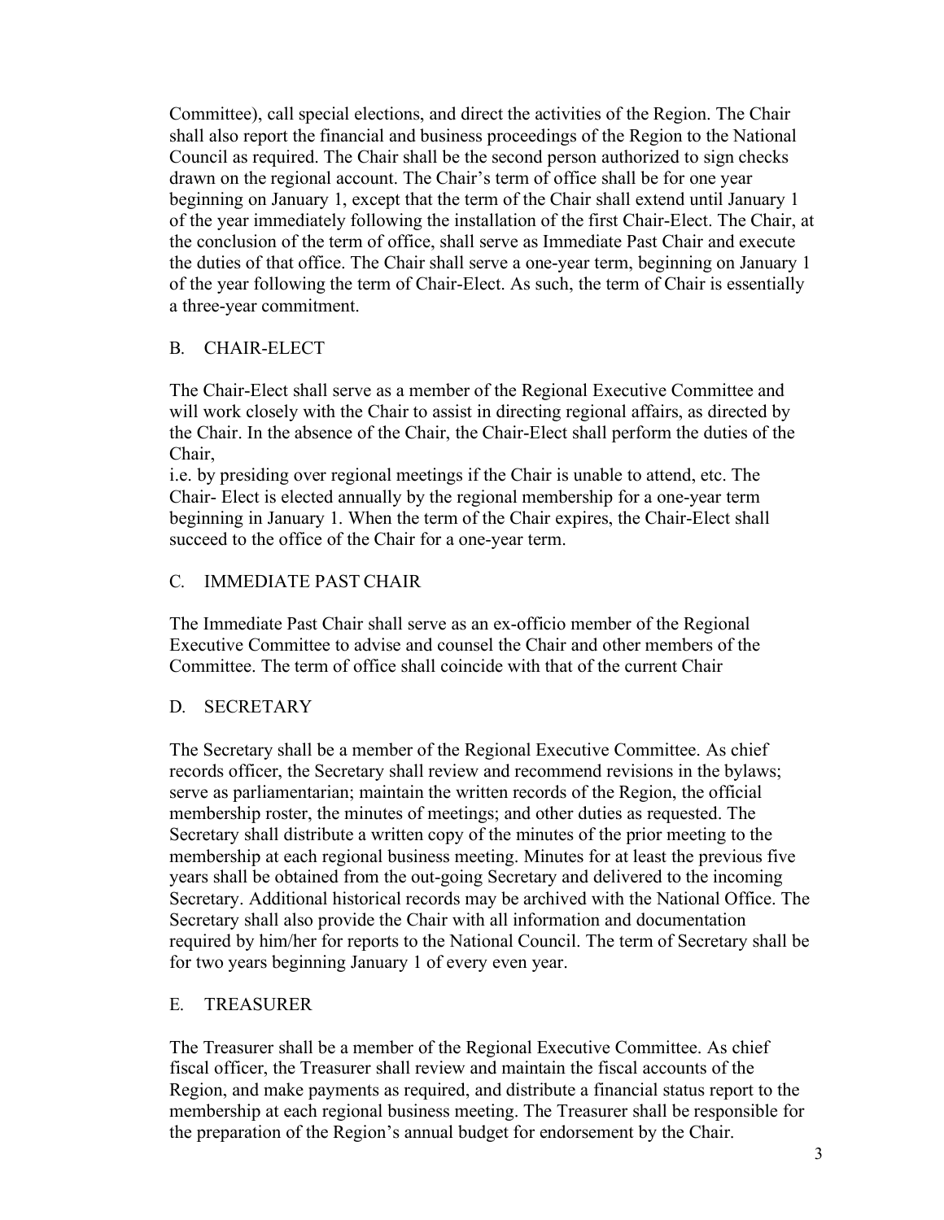Committee), call special elections, and direct the activities of the Region. The Chair shall also report the financial and business proceedings of the Region to the National Council as required. The Chair shall be the second person authorized to sign checks drawn on the regional account. The Chair's term of office shall be for one year beginning on January 1, except that the term of the Chair shall extend until January 1 of the year immediately following the installation of the first Chair-Elect. The Chair, at the conclusion of the term of office, shall serve as Immediate Past Chair and execute the duties of that office. The Chair shall serve a one-year term, beginning on January 1 of the year following the term of Chair-Elect. As such, the term of Chair is essentially a three-year commitment.

## B. CHAIR-ELECT

The Chair-Elect shall serve as a member of the Regional Executive Committee and will work closely with the Chair to assist in directing regional affairs, as directed by the Chair. In the absence of the Chair, the Chair-Elect shall perform the duties of the Chair,
i.e. by presiding over regional meetings if the Chair is unable to attend, etc. The Chair- Elect is elected annually by the regional membership for a one-year term beginning in January 1. When the term of the Chair expires, the Chair-Elect shall succeed to the office of the Chair for a one-year term.

## C. IMMEDIATE PAST CHAIR

The Immediate Past Chair shall serve as an ex-officio member of the Regional Executive Committee to advise and counsel the Chair and other members of the Committee. The term of office shall coincide with that of the current Chair

## D. SECRETARY

The Secretary shall be a member of the Regional Executive Committee. As chief records officer, the Secretary shall review and recommend revisions in the bylaws; serve as parliamentarian; maintain the written records of the Region, the official membership roster, the minutes of meetings; and other duties as requested. The Secretary shall distribute a written copy of the minutes of the prior meeting to the membership at each regional business meeting. Minutes for at least the previous five years shall be obtained from the out-going Secretary and delivered to the incoming Secretary. Additional historical records may be archived with the National Office. The Secretary shall also provide the Chair with all information and documentation required by him/her for reports to the National Council. The term of Secretary shall be for two years beginning January 1 of every even year.

## E. TREASURER

The Treasurer shall be a member of the Regional Executive Committee. As chief fiscal officer, the Treasurer shall review and maintain the fiscal accounts of the Region, and make payments as required, and distribute a financial status report to the membership at each regional business meeting. The Treasurer shall be responsible for the preparation of the Region's annual budget for endorsement by the Chair.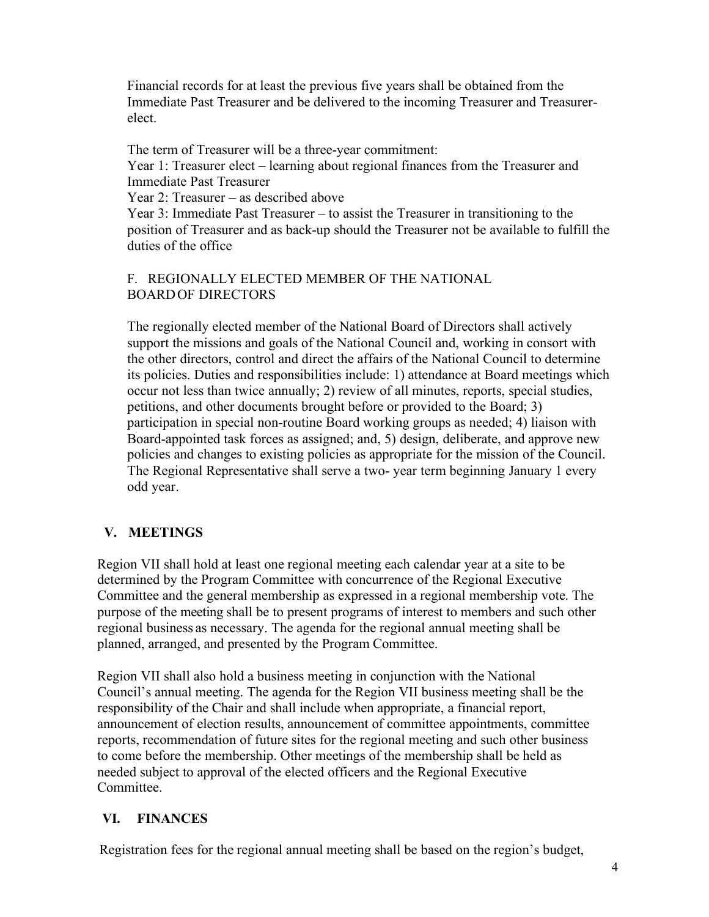Financial records for at least the previous five years shall be obtained from the Immediate Past Treasurer and be delivered to the incoming Treasurer and Treasurer-elect.

The term of Treasurer will be a three-year commitment:
Year 1: Treasurer elect – learning about regional finances from the Treasurer and Immediate Past Treasurer
Year 2: Treasurer – as described above
Year 3: Immediate Past Treasurer – to assist the Treasurer in transitioning to the position of Treasurer and as back-up should the Treasurer not be available to fulfill the duties of the office

### F. REGIONALLY ELECTED MEMBER OF THE NATIONAL BOARD OF DIRECTORS

The regionally elected member of the National Board of Directors shall actively support the missions and goals of the National Council and, working in consort with the other directors, control and direct the affairs of the National Council to determine its policies. Duties and responsibilities include: 1) attendance at Board meetings which occur not less than twice annually; 2) review of all minutes, reports, special studies, petitions, and other documents brought before or provided to the Board; 3) participation in special non-routine Board working groups as needed; 4) liaison with Board-appointed task forces as assigned; and, 5) design, deliberate, and approve new policies and changes to existing policies as appropriate for the mission of the Council. The Regional Representative shall serve a two- year term beginning January 1 every odd year.

## V. MEETINGS

Region VII shall hold at least one regional meeting each calendar year at a site to be determined by the Program Committee with concurrence of the Regional Executive Committee and the general membership as expressed in a regional membership vote. The purpose of the meeting shall be to present programs of interest to members and such other regional business as necessary. The agenda for the regional annual meeting shall be planned, arranged, and presented by the Program Committee.

Region VII shall also hold a business meeting in conjunction with the National Council's annual meeting. The agenda for the Region VII business meeting shall be the responsibility of the Chair and shall include when appropriate, a financial report, announcement of election results, announcement of committee appointments, committee reports, recommendation of future sites for the regional meeting and such other business to come before the membership. Other meetings of the membership shall be held as needed subject to approval of the elected officers and the Regional Executive Committee.

## VI. FINANCES

Registration fees for the regional annual meeting shall be based on the region's budget,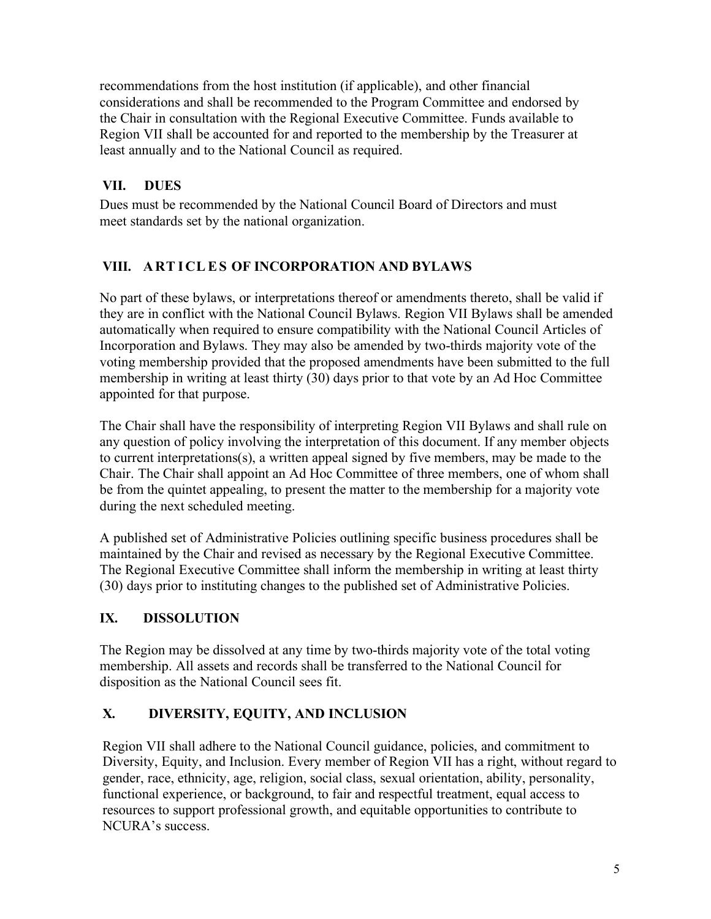recommendations from the host institution (if applicable), and other financial considerations and shall be recommended to the Program Committee and endorsed by the Chair in consultation with the Regional Executive Committee. Funds available to Region VII shall be accounted for and reported to the membership by the Treasurer at least annually and to the National Council as required.

## VII. DUES

Dues must be recommended by the National Council Board of Directors and must meet standards set by the national organization.

## VIII. ARTICLES OF INCORPORATION AND BYLAWS

No part of these bylaws, or interpretations thereof or amendments thereto, shall be valid if they are in conflict with the National Council Bylaws. Region VII Bylaws shall be amended automatically when required to ensure compatibility with the National Council Articles of Incorporation and Bylaws. They may also be amended by two-thirds majority vote of the voting membership provided that the proposed amendments have been submitted to the full membership in writing at least thirty (30) days prior to that vote by an Ad Hoc Committee appointed for that purpose.

The Chair shall have the responsibility of interpreting Region VII Bylaws and shall rule on any question of policy involving the interpretation of this document. If any member objects to current interpretations(s), a written appeal signed by five members, may be made to the Chair. The Chair shall appoint an Ad Hoc Committee of three members, one of whom shall be from the quintet appealing, to present the matter to the membership for a majority vote during the next scheduled meeting.

A published set of Administrative Policies outlining specific business procedures shall be maintained by the Chair and revised as necessary by the Regional Executive Committee. The Regional Executive Committee shall inform the membership in writing at least thirty (30) days prior to instituting changes to the published set of Administrative Policies.

## IX. DISSOLUTION

The Region may be dissolved at any time by two-thirds majority vote of the total voting membership. All assets and records shall be transferred to the National Council for disposition as the National Council sees fit.

## X. DIVERSITY, EQUITY, AND INCLUSION

Region VII shall adhere to the National Council guidance, policies, and commitment to Diversity, Equity, and Inclusion. Every member of Region VII has a right, without regard to gender, race, ethnicity, age, religion, social class, sexual orientation, ability, personality, functional experience, or background, to fair and respectful treatment, equal access to resources to support professional growth, and equitable opportunities to contribute to NCURA's success.